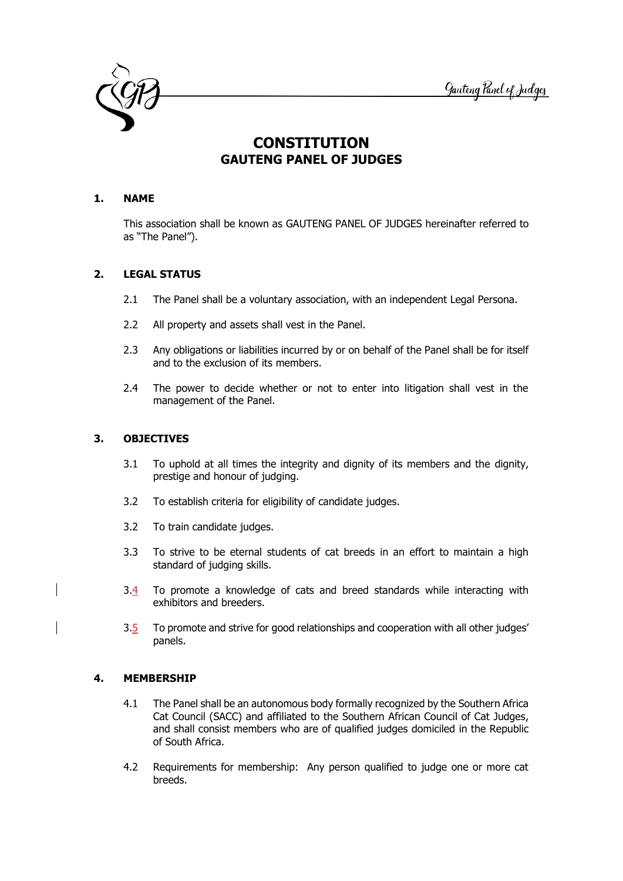# CONSTITUTION
## GAUTENG PANEL OF JUDGES

### 1. NAME

This association shall be known as GAUTENG PANEL OF JUDGES hereinafter referred to as "The Panel").

### 2. LEGAL STATUS

2.1 The Panel shall be a voluntary association, with an independent Legal Persona.

2.2 All property and assets shall vest in the Panel.

2.3 Any obligations or liabilities incurred by or on behalf of the Panel shall be for itself and to the exclusion of its members.

2.4 The power to decide whether or not to enter into litigation shall vest in the management of the Panel.

### 3. OBJECTIVES

3.1 To uphold at all times the integrity and dignity of its members and the dignity, prestige and honour of judging.

3.2 To establish criteria for eligibility of candidate judges.

3.2 To train candidate judges.

3.3 To strive to be eternal students of cat breeds in an effort to maintain a high standard of judging skills.

3.4 To promote a knowledge of cats and breed standards while interacting with exhibitors and breeders.

3.5 To promote and strive for good relationships and cooperation with all other judges' panels.

### 4. MEMBERSHIP

4.1 The Panel shall be an autonomous body formally recognized by the Southern Africa Cat Council (SACC) and affiliated to the Southern African Council of Cat Judges, and shall consist members who are of qualified judges domiciled in the Republic of South Africa.

4.2 Requirements for membership: Any person qualified to judge one or more cat breeds.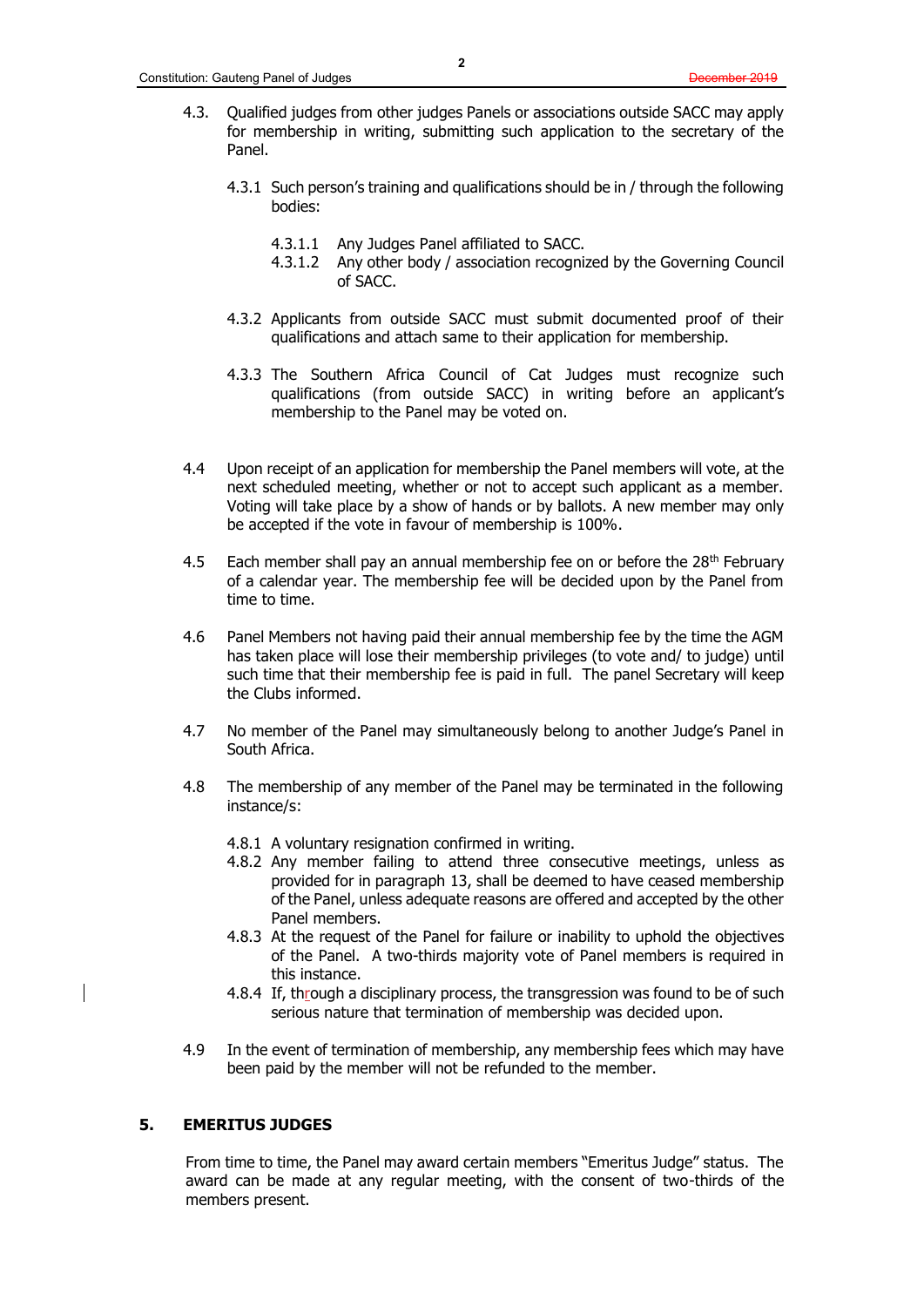4.3. Qualified judges from other judges Panels or associations outside SACC may apply for membership in writing, submitting such application to the secretary of the Panel.

   4.3.1 Such person's training and qualifications should be in / through the following bodies:

      4.3.1.1 Any Judges Panel affiliated to SACC.
      4.3.1.2 Any other body / association recognized by the Governing Council of SACC.

   4.3.2 Applicants from outside SACC must submit documented proof of their qualifications and attach same to their application for membership.

   4.3.3 The Southern Africa Council of Cat Judges must recognize such qualifications (from outside SACC) in writing before an applicant's membership to the Panel may be voted on.

4.4 Upon receipt of an application for membership the Panel members will vote, at the next scheduled meeting, whether or not to accept such applicant as a member. Voting will take place by a show of hands or by ballots. A new member may only be accepted if the vote in favour of membership is 100%.

4.5 Each member shall pay an annual membership fee on or before the 28th February of a calendar year. The membership fee will be decided upon by the Panel from time to time.

4.6 Panel Members not having paid their annual membership fee by the time the AGM has taken place will lose their membership privileges (to vote and/ to judge) until such time that their membership fee is paid in full. The panel Secretary will keep the Clubs informed.

4.7 No member of the Panel may simultaneously belong to another Judge's Panel in South Africa.

4.8 The membership of any member of the Panel may be terminated in the following instance/s:

   4.8.1 A voluntary resignation confirmed in writing.
   4.8.2 Any member failing to attend three consecutive meetings, unless as provided for in paragraph 13, shall be deemed to have ceased membership of the Panel, unless adequate reasons are offered and accepted by the other Panel members.
   4.8.3 At the request of the Panel for failure or inability to uphold the objectives of the Panel. A two-thirds majority vote of Panel members is required in this instance.
   4.8.4 If, through a disciplinary process, the transgression was found to be of such serious nature that termination of membership was decided upon.

4.9 In the event of termination of membership, any membership fees which may have been paid by the member will not be refunded to the member.

## 5. EMERITUS JUDGES

From time to time, the Panel may award certain members "Emeritus Judge" status. The award can be made at any regular meeting, with the consent of two-thirds of the members present.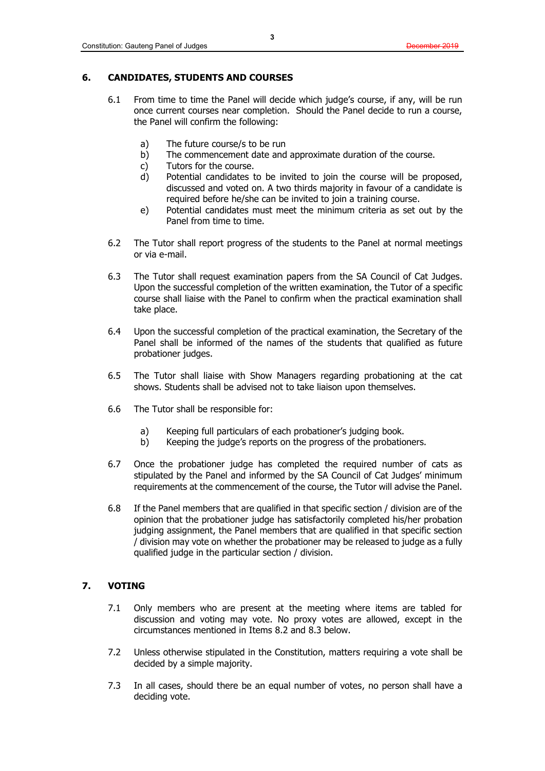## 6. CANDIDATES, STUDENTS AND COURSES

6.1 From time to time the Panel will decide which judge's course, if any, will be run once current courses near completion. Should the Panel decide to run a course, the Panel will confirm the following:

a) The future course/s to be run
b) The commencement date and approximate duration of the course.
c) Tutors for the course.
d) Potential candidates to be invited to join the course will be proposed, discussed and voted on. A two thirds majority in favour of a candidate is required before he/she can be invited to join a training course.
e) Potential candidates must meet the minimum criteria as set out by the Panel from time to time.

6.2 The Tutor shall report progress of the students to the Panel at normal meetings or via e-mail.

6.3 The Tutor shall request examination papers from the SA Council of Cat Judges. Upon the successful completion of the written examination, the Tutor of a specific course shall liaise with the Panel to confirm when the practical examination shall take place.

6.4 Upon the successful completion of the practical examination, the Secretary of the Panel shall be informed of the names of the students that qualified as future probationer judges.

6.5 The Tutor shall liaise with Show Managers regarding probationing at the cat shows. Students shall be advised not to take liaison upon themselves.

6.6 The Tutor shall be responsible for:

a) Keeping full particulars of each probationer's judging book.
b) Keeping the judge's reports on the progress of the probationers.

6.7 Once the probationer judge has completed the required number of cats as stipulated by the Panel and informed by the SA Council of Cat Judges' minimum requirements at the commencement of the course, the Tutor will advise the Panel.

6.8 If the Panel members that are qualified in that specific section / division are of the opinion that the probationer judge has satisfactorily completed his/her probation judging assignment, the Panel members that are qualified in that specific section / division may vote on whether the probationer may be released to judge as a fully qualified judge in the particular section / division.

## 7. VOTING

7.1 Only members who are present at the meeting where items are tabled for discussion and voting may vote. No proxy votes are allowed, except in the circumstances mentioned in Items 8.2 and 8.3 below.

7.2 Unless otherwise stipulated in the Constitution, matters requiring a vote shall be decided by a simple majority.

7.3 In all cases, should there be an equal number of votes, no person shall have a deciding vote.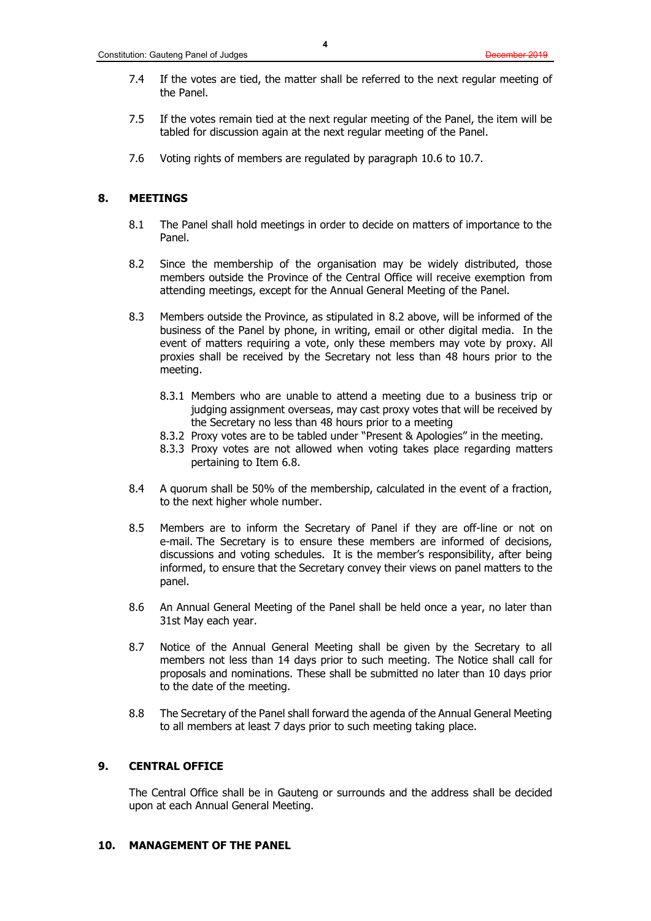7.4 If the votes are tied, the matter shall be referred to the next regular meeting of the Panel.

7.5 If the votes remain tied at the next regular meeting of the Panel, the item will be tabled for discussion again at the next regular meeting of the Panel.

7.6 Voting rights of members are regulated by paragraph 10.6 to 10.7.

## 8. MEETINGS

8.1 The Panel shall hold meetings in order to decide on matters of importance to the Panel.

8.2 Since the membership of the organisation may be widely distributed, those members outside the Province of the Central Office will receive exemption from attending meetings, except for the Annual General Meeting of the Panel.

8.3 Members outside the Province, as stipulated in 8.2 above, will be informed of the business of the Panel by phone, in writing, email or other digital media. In the event of matters requiring a vote, only these members may vote by proxy. All proxies shall be received by the Secretary not less than 48 hours prior to the meeting.

8.3.1 Members who are unable to attend a meeting due to a business trip or judging assignment overseas, may cast proxy votes that will be received by the Secretary no less than 48 hours prior to a meeting

8.3.2 Proxy votes are to be tabled under "Present & Apologies" in the meeting.

8.3.3 Proxy votes are not allowed when voting takes place regarding matters pertaining to Item 6.8.

8.4 A quorum shall be 50% of the membership, calculated in the event of a fraction, to the next higher whole number.

8.5 Members are to inform the Secretary of Panel if they are off-line or not on e-mail. The Secretary is to ensure these members are informed of decisions, discussions and voting schedules. It is the member's responsibility, after being informed, to ensure that the Secretary convey their views on panel matters to the panel.

8.6 An Annual General Meeting of the Panel shall be held once a year, no later than 31st May each year.

8.7 Notice of the Annual General Meeting shall be given by the Secretary to all members not less than 14 days prior to such meeting. The Notice shall call for proposals and nominations. These shall be submitted no later than 10 days prior to the date of the meeting.

8.8 The Secretary of the Panel shall forward the agenda of the Annual General Meeting to all members at least 7 days prior to such meeting taking place.

## 9. CENTRAL OFFICE

The Central Office shall be in Gauteng or surrounds and the address shall be decided upon at each Annual General Meeting.

## 10. MANAGEMENT OF THE PANEL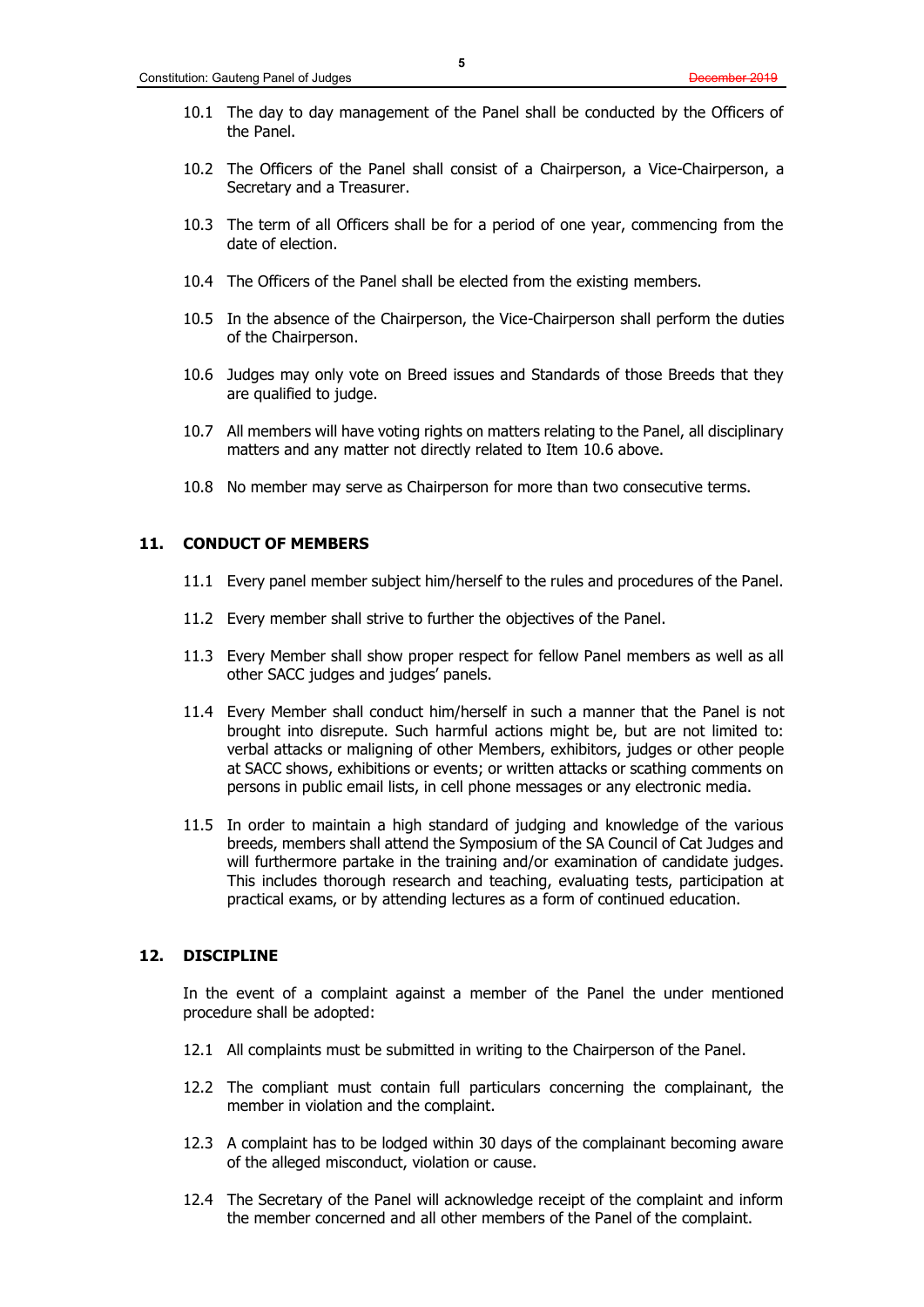10.1 The day to day management of the Panel shall be conducted by the Officers of the Panel.

10.2 The Officers of the Panel shall consist of a Chairperson, a Vice-Chairperson, a Secretary and a Treasurer.

10.3 The term of all Officers shall be for a period of one year, commencing from the date of election.

10.4 The Officers of the Panel shall be elected from the existing members.

10.5 In the absence of the Chairperson, the Vice-Chairperson shall perform the duties of the Chairperson.

10.6 Judges may only vote on Breed issues and Standards of those Breeds that they are qualified to judge.

10.7 All members will have voting rights on matters relating to the Panel, all disciplinary matters and any matter not directly related to Item 10.6 above.

10.8 No member may serve as Chairperson for more than two consecutive terms.

## 11. CONDUCT OF MEMBERS

11.1 Every panel member subject him/herself to the rules and procedures of the Panel.

11.2 Every member shall strive to further the objectives of the Panel.

11.3 Every Member shall show proper respect for fellow Panel members as well as all other SACC judges and judges' panels.

11.4 Every Member shall conduct him/herself in such a manner that the Panel is not brought into disrepute. Such harmful actions might be, but are not limited to: verbal attacks or maligning of other Members, exhibitors, judges or other people at SACC shows, exhibitions or events; or written attacks or scathing comments on persons in public email lists, in cell phone messages or any electronic media.

11.5 In order to maintain a high standard of judging and knowledge of the various breeds, members shall attend the Symposium of the SA Council of Cat Judges and will furthermore partake in the training and/or examination of candidate judges. This includes thorough research and teaching, evaluating tests, participation at practical exams, or by attending lectures as a form of continued education.

## 12. DISCIPLINE

In the event of a complaint against a member of the Panel the under mentioned procedure shall be adopted:

12.1 All complaints must be submitted in writing to the Chairperson of the Panel.

12.2 The compliant must contain full particulars concerning the complainant, the member in violation and the complaint.

12.3 A complaint has to be lodged within 30 days of the complainant becoming aware of the alleged misconduct, violation or cause.

12.4 The Secretary of the Panel will acknowledge receipt of the complaint and inform the member concerned and all other members of the Panel of the complaint.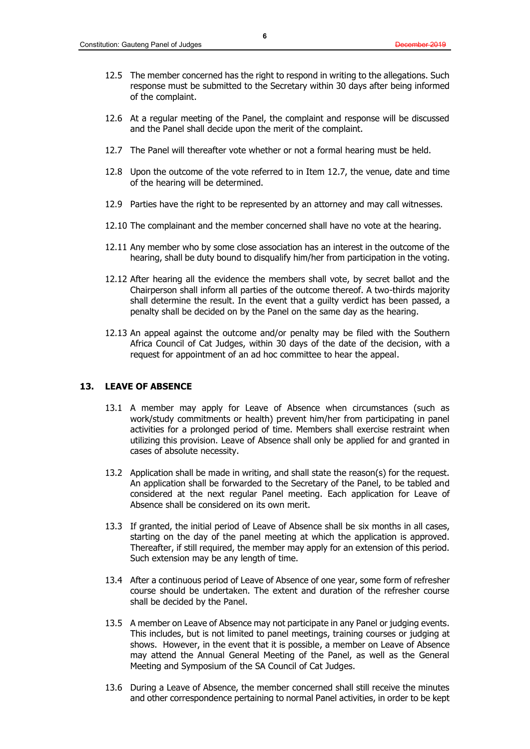12.5 The member concerned has the right to respond in writing to the allegations. Such response must be submitted to the Secretary within 30 days after being informed of the complaint.

12.6 At a regular meeting of the Panel, the complaint and response will be discussed and the Panel shall decide upon the merit of the complaint.

12.7 The Panel will thereafter vote whether or not a formal hearing must be held.

12.8 Upon the outcome of the vote referred to in Item 12.7, the venue, date and time of the hearing will be determined.

12.9 Parties have the right to be represented by an attorney and may call witnesses.

12.10 The complainant and the member concerned shall have no vote at the hearing.

12.11 Any member who by some close association has an interest in the outcome of the hearing, shall be duty bound to disqualify him/her from participation in the voting.

12.12 After hearing all the evidence the members shall vote, by secret ballot and the Chairperson shall inform all parties of the outcome thereof. A two-thirds majority shall determine the result. In the event that a guilty verdict has been passed, a penalty shall be decided on by the Panel on the same day as the hearing.

12.13 An appeal against the outcome and/or penalty may be filed with the Southern Africa Council of Cat Judges, within 30 days of the date of the decision, with a request for appointment of an ad hoc committee to hear the appeal.

## 13. LEAVE OF ABSENCE

13.1 A member may apply for Leave of Absence when circumstances (such as work/study commitments or health) prevent him/her from participating in panel activities for a prolonged period of time. Members shall exercise restraint when utilizing this provision. Leave of Absence shall only be applied for and granted in cases of absolute necessity.

13.2 Application shall be made in writing, and shall state the reason(s) for the request. An application shall be forwarded to the Secretary of the Panel, to be tabled and considered at the next regular Panel meeting. Each application for Leave of Absence shall be considered on its own merit.

13.3 If granted, the initial period of Leave of Absence shall be six months in all cases, starting on the day of the panel meeting at which the application is approved. Thereafter, if still required, the member may apply for an extension of this period. Such extension may be any length of time.

13.4 After a continuous period of Leave of Absence of one year, some form of refresher course should be undertaken. The extent and duration of the refresher course shall be decided by the Panel.

13.5 A member on Leave of Absence may not participate in any Panel or judging events. This includes, but is not limited to panel meetings, training courses or judging at shows. However, in the event that it is possible, a member on Leave of Absence may attend the Annual General Meeting of the Panel, as well as the General Meeting and Symposium of the SA Council of Cat Judges.

13.6 During a Leave of Absence, the member concerned shall still receive the minutes and other correspondence pertaining to normal Panel activities, in order to be kept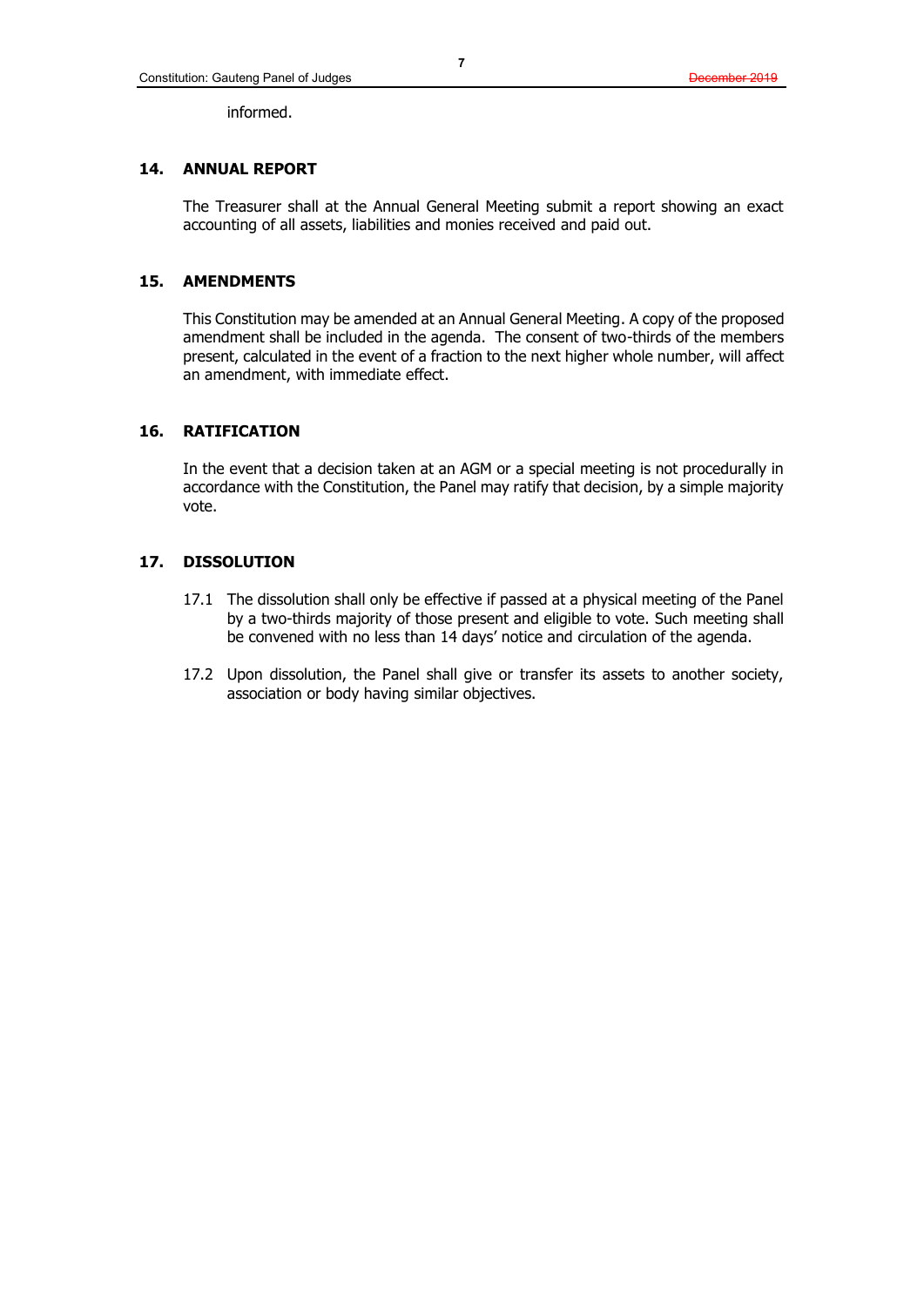informed.

## 14. ANNUAL REPORT

The Treasurer shall at the Annual General Meeting submit a report showing an exact accounting of all assets, liabilities and monies received and paid out.

## 15. AMENDMENTS

This Constitution may be amended at an Annual General Meeting. A copy of the proposed amendment shall be included in the agenda. The consent of two-thirds of the members present, calculated in the event of a fraction to the next higher whole number, will affect an amendment, with immediate effect.

## 16. RATIFICATION

In the event that a decision taken at an AGM or a special meeting is not procedurally in accordance with the Constitution, the Panel may ratify that decision, by a simple majority vote.

## 17. DISSOLUTION

17.1 The dissolution shall only be effective if passed at a physical meeting of the Panel by a two-thirds majority of those present and eligible to vote. Such meeting shall be convened with no less than 14 days' notice and circulation of the agenda.

17.2 Upon dissolution, the Panel shall give or transfer its assets to another society, association or body having similar objectives.